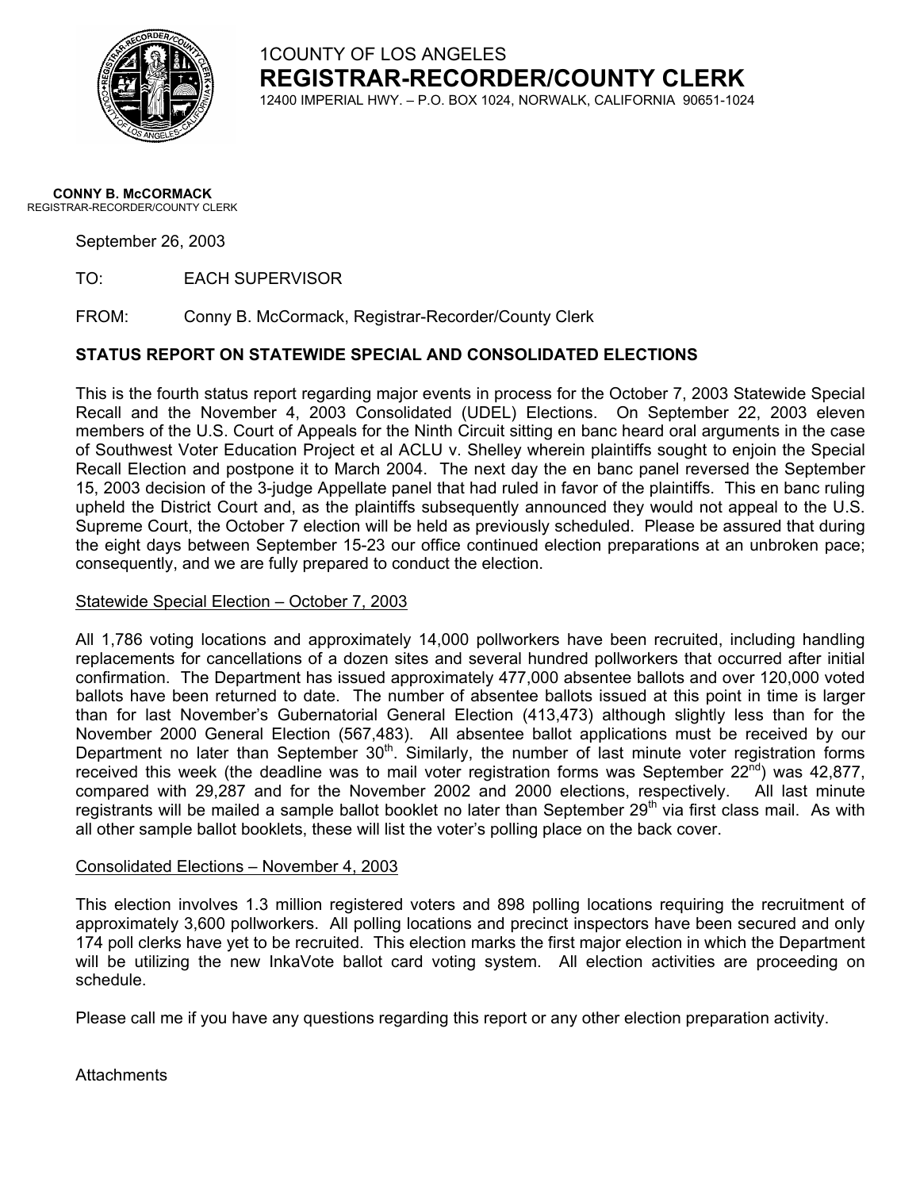1COUNTY OF LOS ANGELES

**REGISTRAR-RECORDER/COUNTY CLERK**

12400 IMPERIAL HWY. – P.O. BOX 1024, NORWALK, CALIFORNIA 90651-1024

**CONNY B. McCORMACK**
REGISTRAR-RECORDER/COUNTY CLERK

September 26, 2003

TO: EACH SUPERVISOR

FROM: Conny B. McCormack, Registrar-Recorder/County Clerk

**STATUS REPORT ON STATEWIDE SPECIAL AND CONSOLIDATED ELECTIONS**

This is the fourth status report regarding major events in process for the October 7, 2003 Statewide Special Recall and the November 4, 2003 Consolidated (UDEL) Elections. On September 22, 2003 eleven members of the U.S. Court of Appeals for the Ninth Circuit sitting en banc heard oral arguments in the case of Southwest Voter Education Project et al ACLU v. Shelley wherein plaintiffs sought to enjoin the Special Recall Election and postpone it to March 2004. The next day the en banc panel reversed the September 15, 2003 decision of the 3-judge Appellate panel that had ruled in favor of the plaintiffs. This en banc ruling upheld the District Court and, as the plaintiffs subsequently announced they would not appeal to the U.S. Supreme Court, the October 7 election will be held as previously scheduled. Please be assured that during the eight days between September 15-23 our office continued election preparations at an unbroken pace; consequently, and we are fully prepared to conduct the election.

Statewide Special Election – October 7, 2003

All 1,786 voting locations and approximately 14,000 pollworkers have been recruited, including handling replacements for cancellations of a dozen sites and several hundred pollworkers that occurred after initial confirmation. The Department has issued approximately 477,000 absentee ballots and over 120,000 voted ballots have been returned to date. The number of absentee ballots issued at this point in time is larger than for last November's Gubernatorial General Election (413,473) although slightly less than for the November 2000 General Election (567,483). All absentee ballot applications must be received by our Department no later than September 30th. Similarly, the number of last minute voter registration forms received this week (the deadline was to mail voter registration forms was September 22nd) was 42,877, compared with 29,287 and for the November 2002 and 2000 elections, respectively. All last minute registrants will be mailed a sample ballot booklet no later than September 29th via first class mail. As with all other sample ballot booklets, these will list the voter's polling place on the back cover.

Consolidated Elections – November 4, 2003

This election involves 1.3 million registered voters and 898 polling locations requiring the recruitment of approximately 3,600 pollworkers. All polling locations and precinct inspectors have been secured and only 174 poll clerks have yet to be recruited. This election marks the first major election in which the Department will be utilizing the new InkaVote ballot card voting system. All election activities are proceeding on schedule.

Please call me if you have any questions regarding this report or any other election preparation activity.

Attachments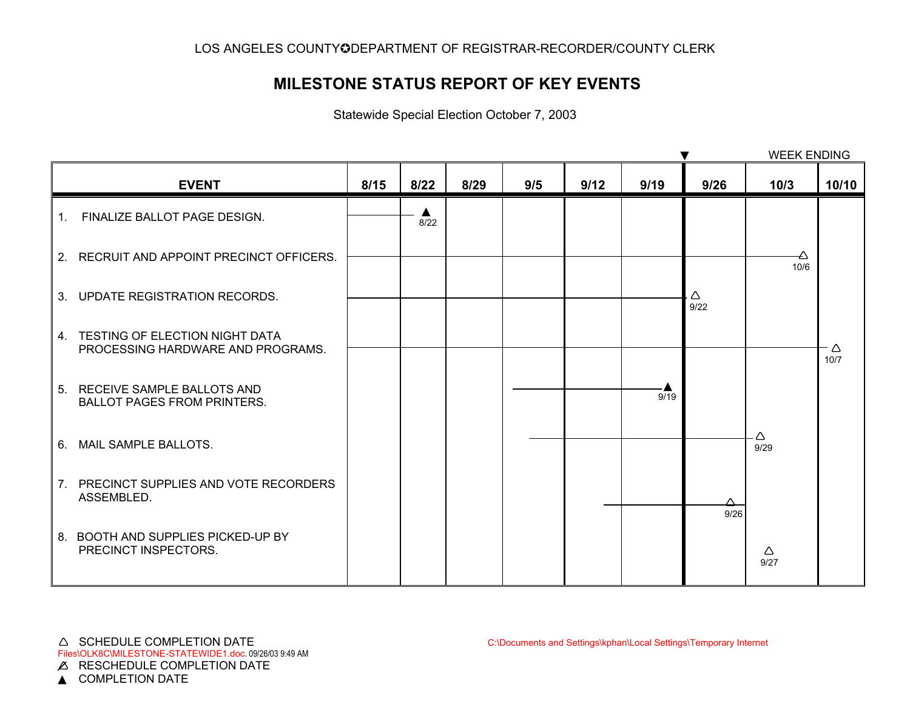LOS ANGELES COUNTY✪DEPARTMENT OF REGISTRAR-RECORDER/COUNTY CLERK

# MILESTONE STATUS REPORT OF KEY EVENTS

Statewide Special Election October 7, 2003

WEEK ENDING

| EVENT | 8/15 | 8/22 | 8/29 | 9/5 | 9/12 | 9/19 | 9/26 | 10/3 | 10/10 |
|---|---|---|---|---|---|---|---|---|---|
| 1. FINALIZE BALLOT PAGE DESIGN. | | ▲ 8/22 | | | | | | | |
| 2. RECRUIT AND APPOINT PRECINCT OFFICERS. | | | | | | | | ∆ 10/6 | |
| 3. UPDATE REGISTRATION RECORDS. | | | | | | | ∆ 9/22 | | |
| 4. TESTING OF ELECTION NIGHT DATA PROCESSING HARDWARE AND PROGRAMS. | | | | | | | | | ∆ 10/7 |
| 5. RECEIVE SAMPLE BALLOTS AND BALLOT PAGES FROM PRINTERS. | | | | | | ▲ 9/19 | | | |
| 6. MAIL SAMPLE BALLOTS. | | | | | | | | ∆ 9/29 | |
| 7. PRECINCT SUPPLIES AND VOTE RECORDERS ASSEMBLED. | | | | | | | ∆ 9/26 | | |
| 8. BOOTH AND SUPPLIES PICKED-UP BY PRECINCT INSPECTORS. | | | | | | | | ∆ 9/27 | |

∆ SCHEDULE COMPLETION DATE

∆̸ RESCHEDULE COMPLETION DATE

▲ COMPLETION DATE

C:\Documents and Settings\kphan\Local Settings\Temporary Internet Files\OLK8C\MILESTONE-STATEWIDE1.doc. 09/26/03 9:49 AM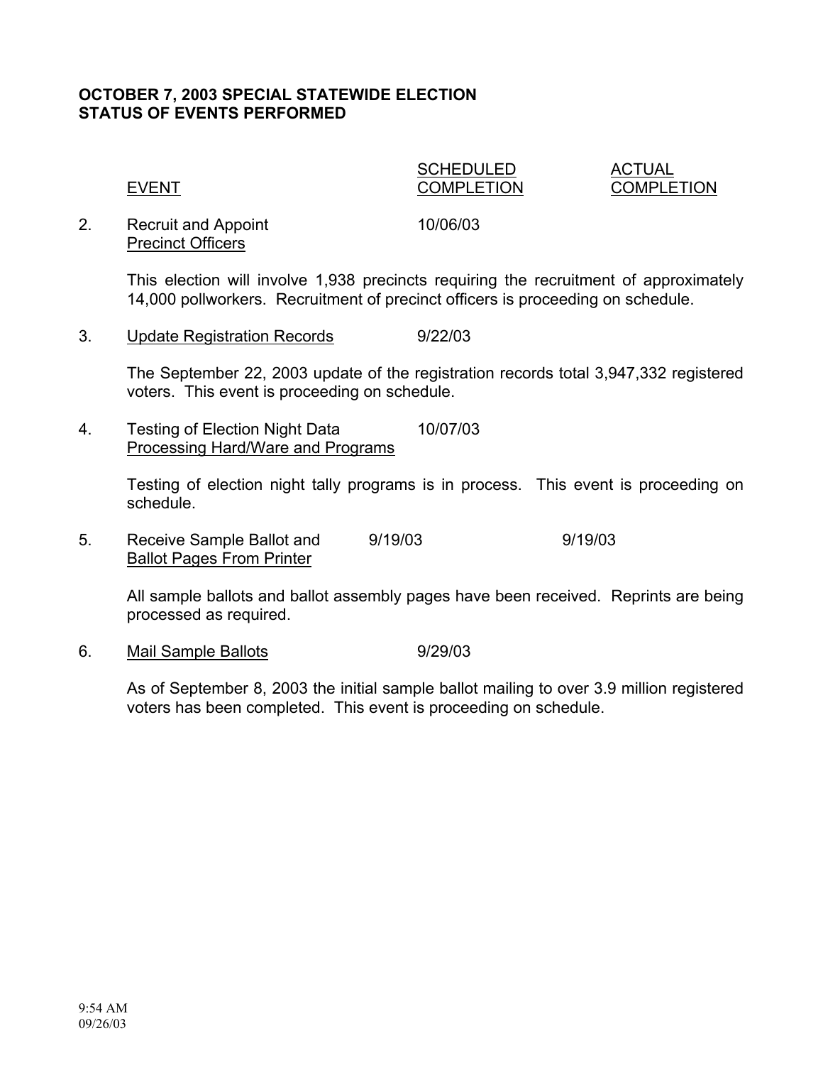**OCTOBER 7, 2003 SPECIAL STATEWIDE ELECTION**
**STATUS OF EVENTS PERFORMED**

| | EVENT | SCHEDULED COMPLETION | ACTUAL COMPLETION |
|---|---|---|---|
| 2. | Recruit and Appoint Precinct Officers | 10/06/03 | |

This election will involve 1,938 precincts requiring the recruitment of approximately 14,000 pollworkers. Recruitment of precinct officers is proceeding on schedule.

| | EVENT | SCHEDULED COMPLETION | ACTUAL COMPLETION |
|---|---|---|---|
| 3. | Update Registration Records | 9/22/03 | |

The September 22, 2003 update of the registration records total 3,947,332 registered voters. This event is proceeding on schedule.

| | EVENT | SCHEDULED COMPLETION | ACTUAL COMPLETION |
|---|---|---|---|
| 4. | Testing of Election Night Data Processing Hard/Ware and Programs | 10/07/03 | |

Testing of election night tally programs is in process. This event is proceeding on schedule.

| | EVENT | SCHEDULED COMPLETION | ACTUAL COMPLETION |
|---|---|---|---|
| 5. | Receive Sample Ballot and Ballot Pages From Printer | 9/19/03 | 9/19/03 |

All sample ballots and ballot assembly pages have been received. Reprints are being processed as required.

| | EVENT | SCHEDULED COMPLETION | ACTUAL COMPLETION |
|---|---|---|---|
| 6. | Mail Sample Ballots | 9/29/03 | |

As of September 8, 2003 the initial sample ballot mailing to over 3.9 million registered voters has been completed. This event is proceeding on schedule.

9:54 AM
09/26/03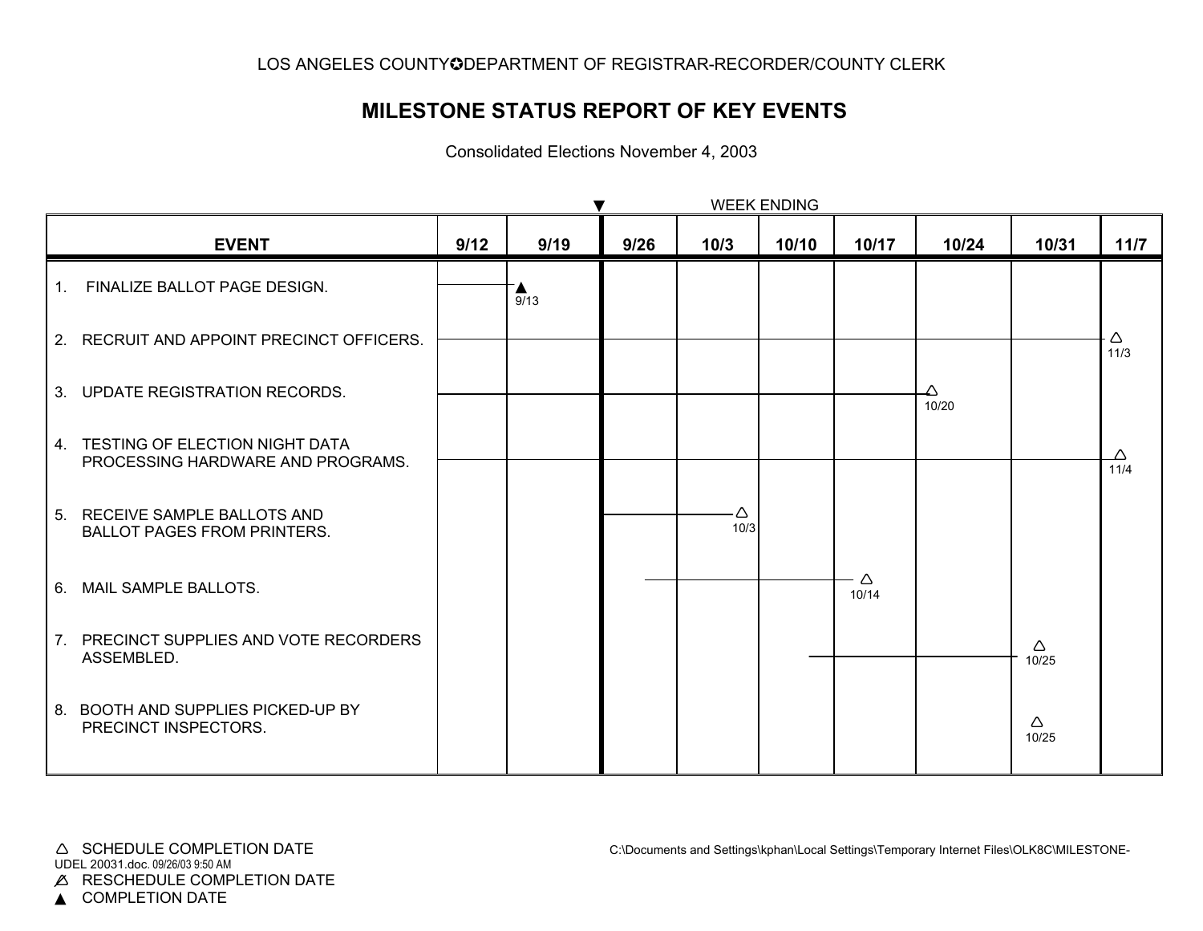LOS ANGELES COUNTY✪DEPARTMENT OF REGISTRAR-RECORDER/COUNTY CLERK

# MILESTONE STATUS REPORT OF KEY EVENTS

Consolidated Elections November 4, 2003

WEEK ENDING

| EVENT | 9/12 | 9/19 | 9/26 | 10/3 | 10/10 | 10/17 | 10/24 | 10/31 | 11/7 |
|---|---|---|---|---|---|---|---|---|---|
| 1. FINALIZE BALLOT PAGE DESIGN. | | ▲ 9/13 | | | | | | | |
| 2. RECRUIT AND APPOINT PRECINCT OFFICERS. | | | | | | | | | △ 11/3 |
| 3. UPDATE REGISTRATION RECORDS. | | | | | | | △ 10/20 | | |
| 4. TESTING OF ELECTION NIGHT DATA PROCESSING HARDWARE AND PROGRAMS. | | | | | | | | | △ 11/4 |
| 5. RECEIVE SAMPLE BALLOTS AND BALLOT PAGES FROM PRINTERS. | | | | △ 10/3 | | | | | |
| 6. MAIL SAMPLE BALLOTS. | | | | | | △ 10/14 | | | |
| 7. PRECINCT SUPPLIES AND VOTE RECORDERS ASSEMBLED. | | | | | | | | △ 10/25 | |
| 8. BOOTH AND SUPPLIES PICKED-UP BY PRECINCT INSPECTORS. | | | | | | | | △ 10/25 | |

△ SCHEDULE COMPLETION DATE

UDEL 20031.doc. 09/26/03 9:50 AM

⚠ RESCHEDULE COMPLETION DATE

▲ COMPLETION DATE

C:\Documents and Settings\kphan\Local Settings\Temporary Internet Files\OLK8C\MILESTONE-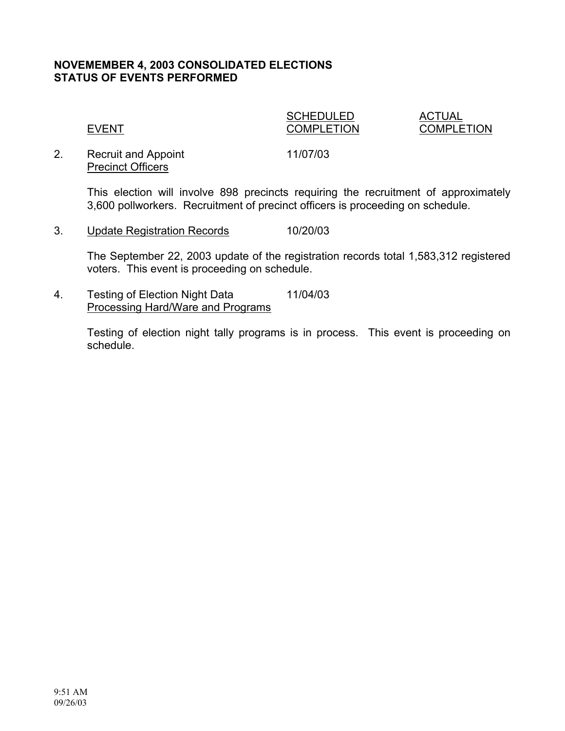**NOVEMEMBER 4, 2003 CONSOLIDATED ELECTIONS**
**STATUS OF EVENTS PERFORMED**

| | EVENT | SCHEDULED COMPLETION | ACTUAL COMPLETION |
|---|---|---|---|
| 2. | Recruit and Appoint Precinct Officers | 11/07/03 | |

This election will involve 898 precincts requiring the recruitment of approximately 3,600 pollworkers. Recruitment of precinct officers is proceeding on schedule.

| | | | |
|---|---|---|---|
| 3. | Update Registration Records | 10/20/03 | |

The September 22, 2003 update of the registration records total 1,583,312 registered voters. This event is proceeding on schedule.

| | | | |
|---|---|---|---|
| 4. | Testing of Election Night Data Processing Hard/Ware and Programs | 11/04/03 | |

Testing of election night tally programs is in process. This event is proceeding on schedule.

9:51 AM
09/26/03